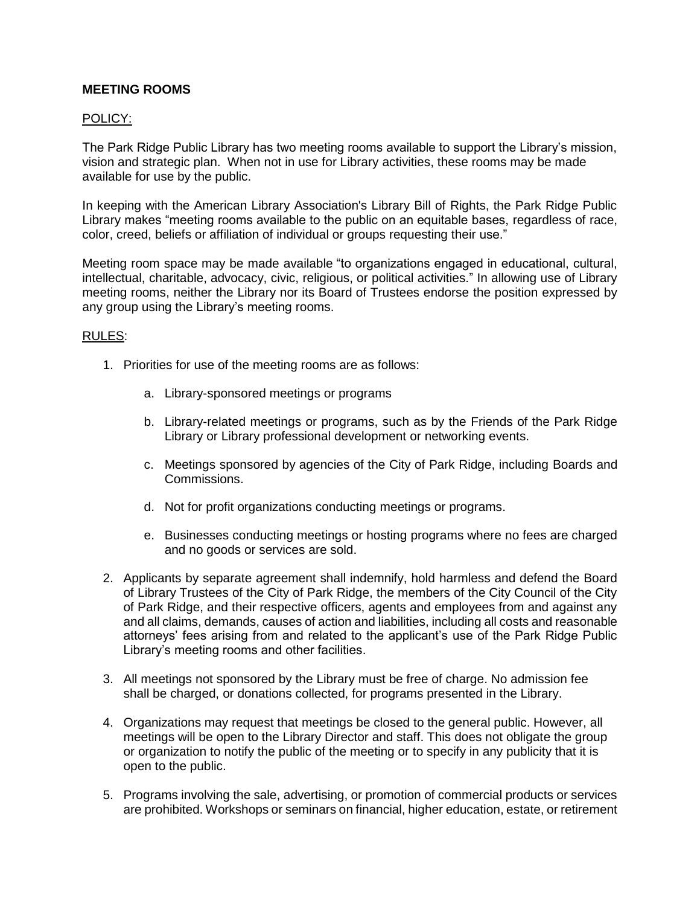# MEETING ROOMS

## POLICY:

The Park Ridge Public Library has two meeting rooms available to support the Library's mission, vision and strategic plan. When not in use for Library activities, these rooms may be made available for use by the public.

In keeping with the American Library Association's Library Bill of Rights, the Park Ridge Public Library makes "meeting rooms available to the public on an equitable bases, regardless of race, color, creed, beliefs or affiliation of individual or groups requesting their use."

Meeting room space may be made available "to organizations engaged in educational, cultural, intellectual, charitable, advocacy, civic, religious, or political activities." In allowing use of Library meeting rooms, neither the Library nor its Board of Trustees endorse the position expressed by any group using the Library's meeting rooms.

## RULES:

1. Priorities for use of the meeting rooms are as follows:

    a. Library-sponsored meetings or programs

    b. Library-related meetings or programs, such as by the Friends of the Park Ridge Library or Library professional development or networking events.

    c. Meetings sponsored by agencies of the City of Park Ridge, including Boards and Commissions.

    d. Not for profit organizations conducting meetings or programs.

    e. Businesses conducting meetings or hosting programs where no fees are charged and no goods or services are sold.

2. Applicants by separate agreement shall indemnify, hold harmless and defend the Board of Library Trustees of the City of Park Ridge, the members of the City Council of the City of Park Ridge, and their respective officers, agents and employees from and against any and all claims, demands, causes of action and liabilities, including all costs and reasonable attorneys' fees arising from and related to the applicant's use of the Park Ridge Public Library's meeting rooms and other facilities.

3. All meetings not sponsored by the Library must be free of charge. No admission fee shall be charged, or donations collected, for programs presented in the Library.

4. Organizations may request that meetings be closed to the general public. However, all meetings will be open to the Library Director and staff. This does not obligate the group or organization to notify the public of the meeting or to specify in any publicity that it is open to the public.

5. Programs involving the sale, advertising, or promotion of commercial products or services are prohibited. Workshops or seminars on financial, higher education, estate, or retirement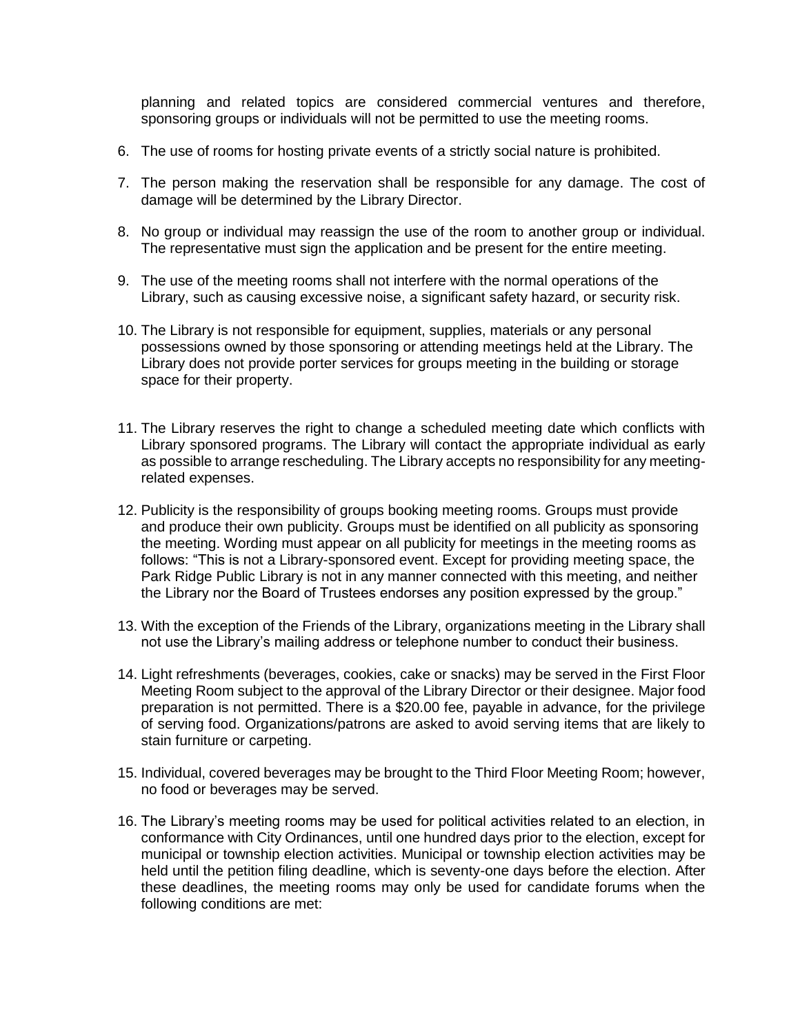planning and related topics are considered commercial ventures and therefore, sponsoring groups or individuals will not be permitted to use the meeting rooms.

6. The use of rooms for hosting private events of a strictly social nature is prohibited.

7. The person making the reservation shall be responsible for any damage. The cost of damage will be determined by the Library Director.

8. No group or individual may reassign the use of the room to another group or individual. The representative must sign the application and be present for the entire meeting.

9. The use of the meeting rooms shall not interfere with the normal operations of the Library, such as causing excessive noise, a significant safety hazard, or security risk.

10. The Library is not responsible for equipment, supplies, materials or any personal possessions owned by those sponsoring or attending meetings held at the Library. The Library does not provide porter services for groups meeting in the building or storage space for their property.

11. The Library reserves the right to change a scheduled meeting date which conflicts with Library sponsored programs. The Library will contact the appropriate individual as early as possible to arrange rescheduling. The Library accepts no responsibility for any meeting-related expenses.

12. Publicity is the responsibility of groups booking meeting rooms. Groups must provide and produce their own publicity. Groups must be identified on all publicity as sponsoring the meeting. Wording must appear on all publicity for meetings in the meeting rooms as follows: "This is not a Library-sponsored event. Except for providing meeting space, the Park Ridge Public Library is not in any manner connected with this meeting, and neither the Library nor the Board of Trustees endorses any position expressed by the group."

13. With the exception of the Friends of the Library, organizations meeting in the Library shall not use the Library's mailing address or telephone number to conduct their business.

14. Light refreshments (beverages, cookies, cake or snacks) may be served in the First Floor Meeting Room subject to the approval of the Library Director or their designee. Major food preparation is not permitted. There is a $20.00 fee, payable in advance, for the privilege of serving food. Organizations/patrons are asked to avoid serving items that are likely to stain furniture or carpeting.

15. Individual, covered beverages may be brought to the Third Floor Meeting Room; however, no food or beverages may be served.

16. The Library's meeting rooms may be used for political activities related to an election, in conformance with City Ordinances, until one hundred days prior to the election, except for municipal or township election activities. Municipal or township election activities may be held until the petition filing deadline, which is seventy-one days before the election. After these deadlines, the meeting rooms may only be used for candidate forums when the following conditions are met: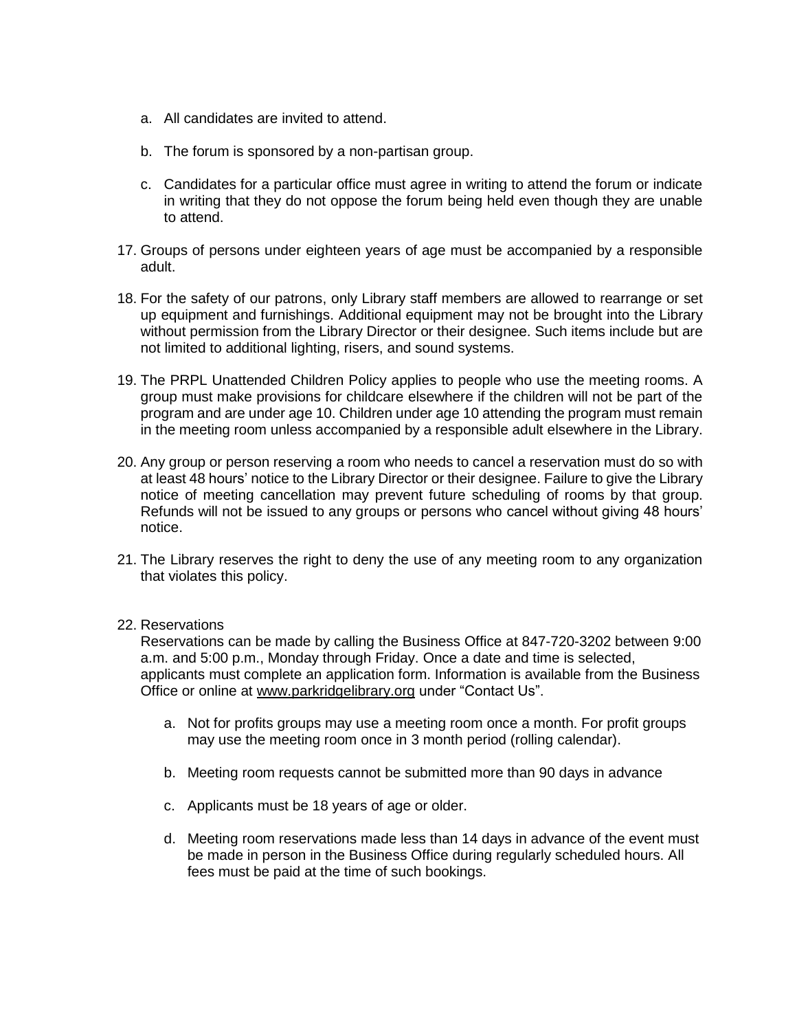a. All candidates are invited to attend.

b. The forum is sponsored by a non-partisan group.

c. Candidates for a particular office must agree in writing to attend the forum or indicate in writing that they do not oppose the forum being held even though they are unable to attend.

17. Groups of persons under eighteen years of age must be accompanied by a responsible adult.

18. For the safety of our patrons, only Library staff members are allowed to rearrange or set up equipment and furnishings. Additional equipment may not be brought into the Library without permission from the Library Director or their designee. Such items include but are not limited to additional lighting, risers, and sound systems.

19. The PRPL Unattended Children Policy applies to people who use the meeting rooms. A group must make provisions for childcare elsewhere if the children will not be part of the program and are under age 10. Children under age 10 attending the program must remain in the meeting room unless accompanied by a responsible adult elsewhere in the Library.

20. Any group or person reserving a room who needs to cancel a reservation must do so with at least 48 hours' notice to the Library Director or their designee. Failure to give the Library notice of meeting cancellation may prevent future scheduling of rooms by that group. Refunds will not be issued to any groups or persons who cancel without giving 48 hours' notice.

21. The Library reserves the right to deny the use of any meeting room to any organization that violates this policy.

22. Reservations

    Reservations can be made by calling the Business Office at 847-720-3202 between 9:00 a.m. and 5:00 p.m., Monday through Friday. Once a date and time is selected, applicants must complete an application form. Information is available from the Business Office or online at www.parkridgelibrary.org under "Contact Us".

    a. Not for profits groups may use a meeting room once a month. For profit groups may use the meeting room once in 3 month period (rolling calendar).

    b. Meeting room requests cannot be submitted more than 90 days in advance

    c. Applicants must be 18 years of age or older.

    d. Meeting room reservations made less than 14 days in advance of the event must be made in person in the Business Office during regularly scheduled hours. All fees must be paid at the time of such bookings.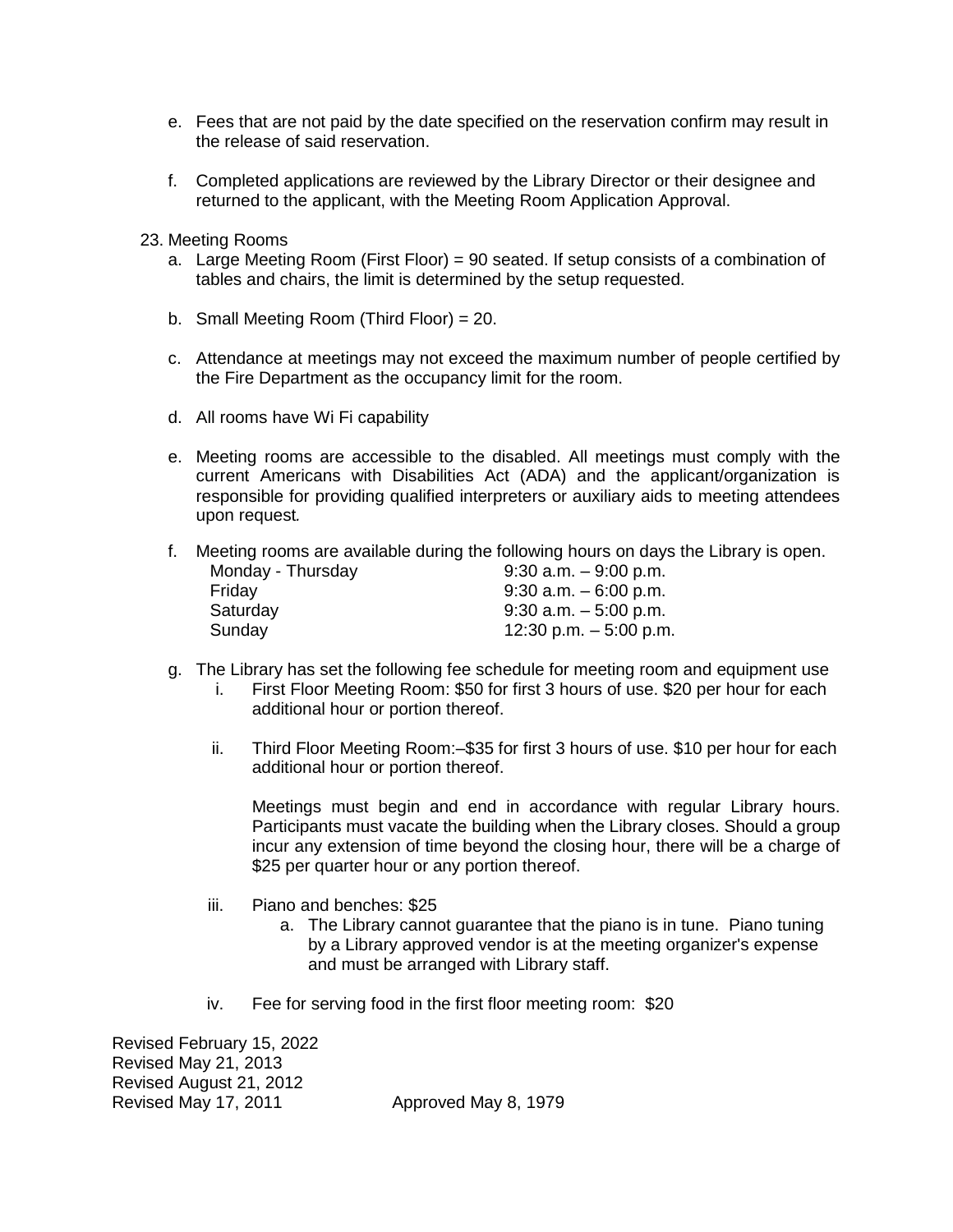e. Fees that are not paid by the date specified on the reservation confirm may result in the release of said reservation.

f. Completed applications are reviewed by the Library Director or their designee and returned to the applicant, with the Meeting Room Application Approval.

23. Meeting Rooms

a. Large Meeting Room (First Floor) = 90 seated. If setup consists of a combination of tables and chairs, the limit is determined by the setup requested.

b. Small Meeting Room (Third Floor) = 20.

c. Attendance at meetings may not exceed the maximum number of people certified by the Fire Department as the occupancy limit for the room.

d. All rooms have Wi Fi capability

e. Meeting rooms are accessible to the disabled. All meetings must comply with the current Americans with Disabilities Act (ADA) and the applicant/organization is responsible for providing qualified interpreters or auxiliary aids to meeting attendees upon request.

f. Meeting rooms are available during the following hours on days the Library is open.

| | |
|---|---|
| Monday - Thursday | 9:30 a.m. – 9:00 p.m. |
| Friday | 9:30 a.m. – 6:00 p.m. |
| Saturday | 9:30 a.m. – 5:00 p.m. |
| Sunday | 12:30 p.m. – 5:00 p.m. |

g. The Library has set the following fee schedule for meeting room and equipment use

i. First Floor Meeting Room: $50 for first 3 hours of use. $20 per hour for each additional hour or portion thereof.

ii. Third Floor Meeting Room:–$35 for first 3 hours of use. $10 per hour for each additional hour or portion thereof.

Meetings must begin and end in accordance with regular Library hours. Participants must vacate the building when the Library closes. Should a group incur any extension of time beyond the closing hour, there will be a charge of $25 per quarter hour or any portion thereof.

iii. Piano and benches: $25

a. The Library cannot guarantee that the piano is in tune. Piano tuning by a Library approved vendor is at the meeting organizer's expense and must be arranged with Library staff.

iv. Fee for serving food in the first floor meeting room: $20

Revised February 15, 2022
Revised May 21, 2013
Revised August 21, 2012
Revised May 17, 2011 Approved May 8, 1979